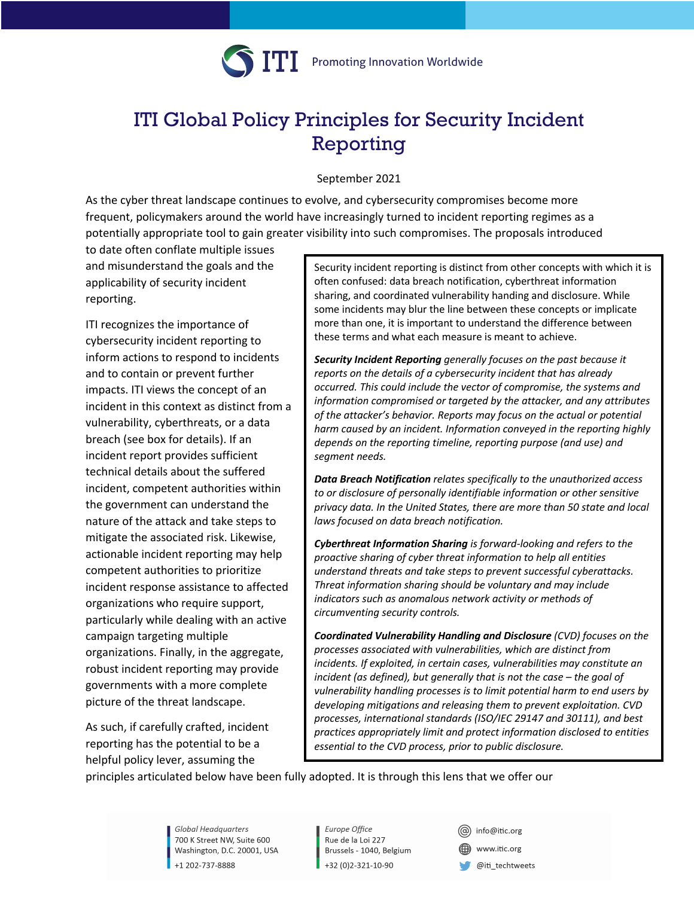# ITI Global Policy Principles for Security Incident Reporting

September 2021

As the cyber threat landscape continues to evolve, and cybersecurity compromises become more frequent, policymakers around the world have increasingly turned to incident reporting regimes as a potentially appropriate tool to gain greater visibility into such compromises. The proposals introduced to date often conflate multiple issues and misunderstand the goals and the applicability of security incident reporting.

ITI recognizes the importance of cybersecurity incident reporting to inform actions to respond to incidents and to contain or prevent further impacts. ITI views the concept of an incident in this context as distinct from a vulnerability, cyberthreats, or a data breach (see box for details). If an incident report provides sufficient technical details about the suffered incident, competent authorities within the government can understand the nature of the attack and take steps to mitigate the associated risk. Likewise, actionable incident reporting may help competent authorities to prioritize incident response assistance to affected organizations who require support, particularly while dealing with an active campaign targeting multiple organizations. Finally, in the aggregate, robust incident reporting may provide governments with a more complete picture of the threat landscape.

As such, if carefully crafted, incident reporting has the potential to be a helpful policy lever, assuming the principles articulated below have been fully adopted. It is through this lens that we offer our

> Security incident reporting is distinct from other concepts with which it is often confused: data breach notification, cyberthreat information sharing, and coordinated vulnerability handing and disclosure. While some incidents may blur the line between these concepts or implicate more than one, it is important to understand the difference between these terms and what each measure is meant to achieve.
>
> ***Security Incident Reporting*** *generally focuses on the past because it reports on the details of a cybersecurity incident that has already occurred. This could include the vector of compromise, the systems and information compromised or targeted by the attacker, and any attributes of the attacker's behavior. Reports may focus on the actual or potential harm caused by an incident. Information conveyed in the reporting highly depends on the reporting timeline, reporting purpose (and use) and segment needs.*
>
> ***Data Breach Notification*** *relates specifically to the unauthorized access to or disclosure of personally identifiable information or other sensitive privacy data. In the United States, there are more than 50 state and local laws focused on data breach notification.*
>
> ***Cyberthreat Information Sharing*** *is forward-looking and refers to the proactive sharing of cyber threat information to help all entities understand threats and take steps to prevent successful cyberattacks. Threat information sharing should be voluntary and may include indicators such as anomalous network activity or methods of circumventing security controls.*
>
> ***Coordinated Vulnerability Handling and Disclosure*** *(CVD) focuses on the processes associated with vulnerabilities, which are distinct from incidents. If exploited, in certain cases, vulnerabilities may constitute an incident (as defined), but generally that is not the case – the goal of vulnerability handling processes is to limit potential harm to end users by developing mitigations and releasing them to prevent exploitation. CVD processes, international standards (ISO/IEC 29147 and 30111), and best practices appropriately limit and protect information disclosed to entities essential to the CVD process, prior to public disclosure.*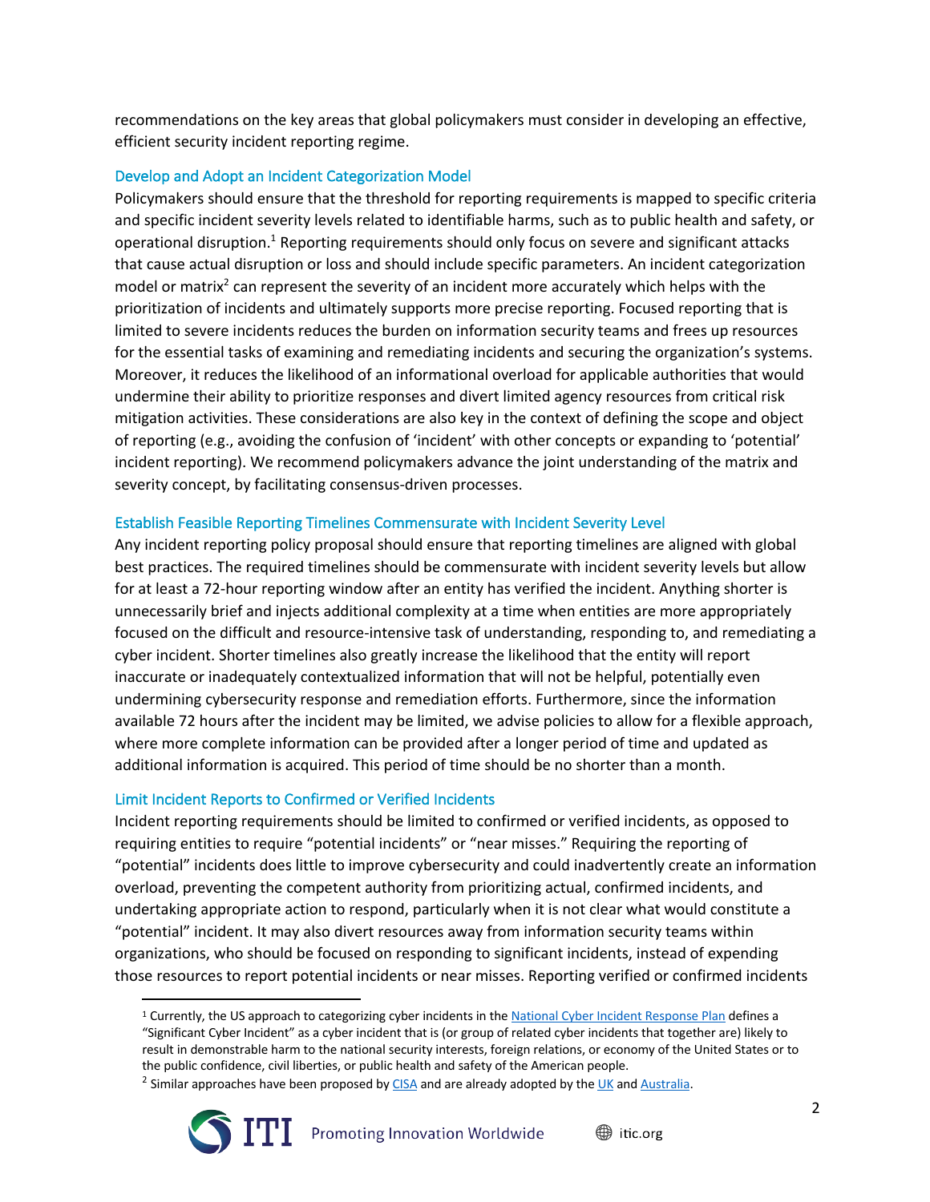recommendations on the key areas that global policymakers must consider in developing an effective, efficient security incident reporting regime.

## Develop and Adopt an Incident Categorization Model

Policymakers should ensure that the threshold for reporting requirements is mapped to specific criteria and specific incident severity levels related to identifiable harms, such as to public health and safety, or operational disruption.[1] Reporting requirements should only focus on severe and significant attacks that cause actual disruption or loss and should include specific parameters. An incident categorization model or matrix[2] can represent the severity of an incident more accurately which helps with the prioritization of incidents and ultimately supports more precise reporting. Focused reporting that is limited to severe incidents reduces the burden on information security teams and frees up resources for the essential tasks of examining and remediating incidents and securing the organization's systems. Moreover, it reduces the likelihood of an informational overload for applicable authorities that would undermine their ability to prioritize responses and divert limited agency resources from critical risk mitigation activities. These considerations are also key in the context of defining the scope and object of reporting (e.g., avoiding the confusion of 'incident' with other concepts or expanding to 'potential' incident reporting). We recommend policymakers advance the joint understanding of the matrix and severity concept, by facilitating consensus-driven processes.

## Establish Feasible Reporting Timelines Commensurate with Incident Severity Level

Any incident reporting policy proposal should ensure that reporting timelines are aligned with global best practices. The required timelines should be commensurate with incident severity levels but allow for at least a 72-hour reporting window after an entity has verified the incident. Anything shorter is unnecessarily brief and injects additional complexity at a time when entities are more appropriately focused on the difficult and resource-intensive task of understanding, responding to, and remediating a cyber incident. Shorter timelines also greatly increase the likelihood that the entity will report inaccurate or inadequately contextualized information that will not be helpful, potentially even undermining cybersecurity response and remediation efforts. Furthermore, since the information available 72 hours after the incident may be limited, we advise policies to allow for a flexible approach, where more complete information can be provided after a longer period of time and updated as additional information is acquired. This period of time should be no shorter than a month.

## Limit Incident Reports to Confirmed or Verified Incidents

Incident reporting requirements should be limited to confirmed or verified incidents, as opposed to requiring entities to require "potential incidents" or "near misses." Requiring the reporting of "potential" incidents does little to improve cybersecurity and could inadvertently create an information overload, preventing the competent authority from prioritizing actual, confirmed incidents, and undertaking appropriate action to respond, particularly when it is not clear what would constitute a "potential" incident. It may also divert resources away from information security teams within organizations, who should be focused on responding to significant incidents, instead of expending those resources to report potential incidents or near misses. Reporting verified or confirmed incidents

---

[1] Currently, the US approach to categorizing cyber incidents in the National Cyber Incident Response Plan defines a "Significant Cyber Incident" as a cyber incident that is (or group of related cyber incidents that together are) likely to result in demonstrable harm to the national security interests, foreign relations, or economy of the United States or to the public confidence, civil liberties, or public health and safety of the American people.

[2] Similar approaches have been proposed by CISA and are already adopted by the UK and Australia.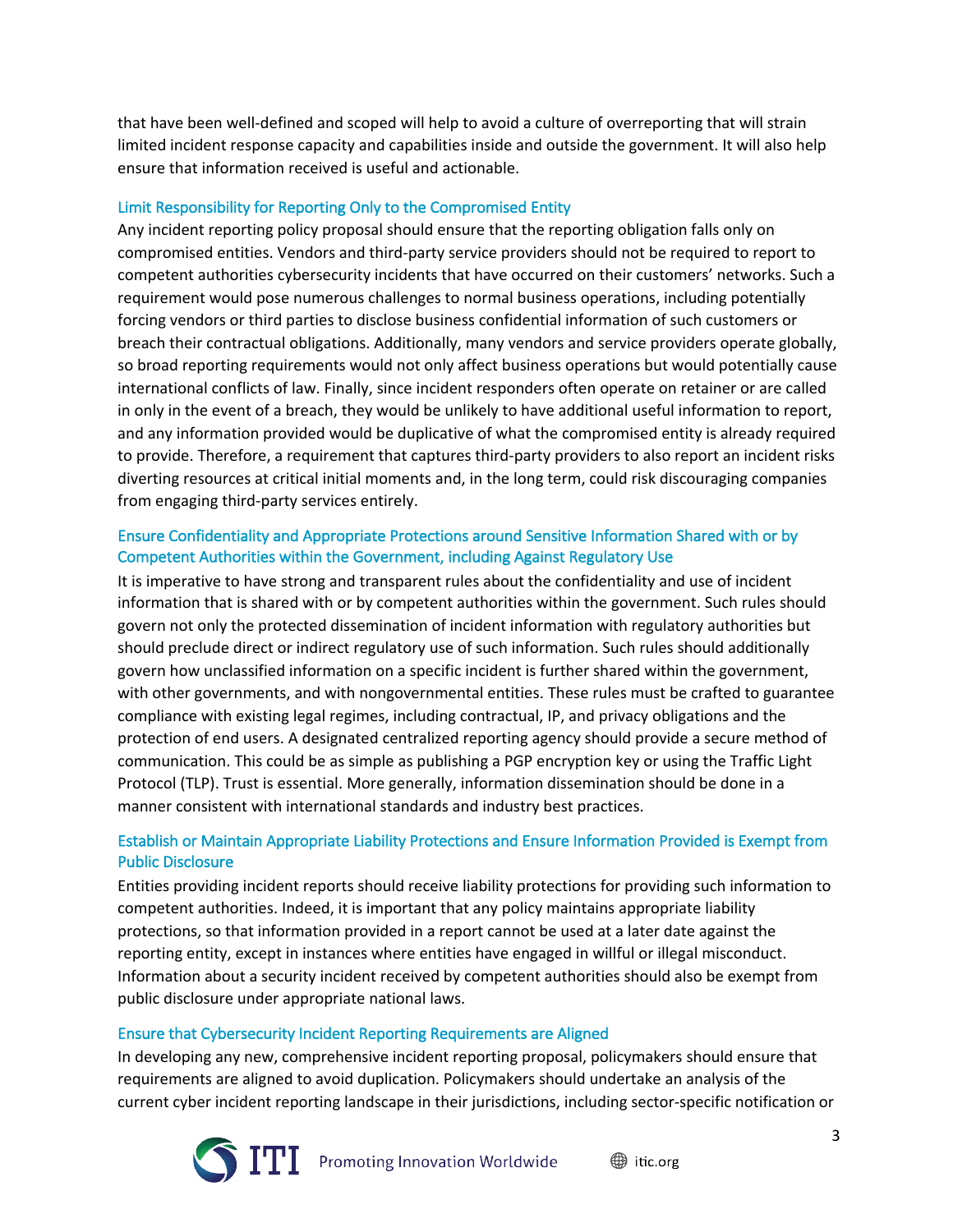that have been well-defined and scoped will help to avoid a culture of overreporting that will strain limited incident response capacity and capabilities inside and outside the government. It will also help ensure that information received is useful and actionable.

### Limit Responsibility for Reporting Only to the Compromised Entity

Any incident reporting policy proposal should ensure that the reporting obligation falls only on compromised entities. Vendors and third-party service providers should not be required to report to competent authorities cybersecurity incidents that have occurred on their customers' networks. Such a requirement would pose numerous challenges to normal business operations, including potentially forcing vendors or third parties to disclose business confidential information of such customers or breach their contractual obligations. Additionally, many vendors and service providers operate globally, so broad reporting requirements would not only affect business operations but would potentially cause international conflicts of law. Finally, since incident responders often operate on retainer or are called in only in the event of a breach, they would be unlikely to have additional useful information to report, and any information provided would be duplicative of what the compromised entity is already required to provide. Therefore, a requirement that captures third-party providers to also report an incident risks diverting resources at critical initial moments and, in the long term, could risk discouraging companies from engaging third-party services entirely.

### Ensure Confidentiality and Appropriate Protections around Sensitive Information Shared with or by Competent Authorities within the Government, including Against Regulatory Use

It is imperative to have strong and transparent rules about the confidentiality and use of incident information that is shared with or by competent authorities within the government. Such rules should govern not only the protected dissemination of incident information with regulatory authorities but should preclude direct or indirect regulatory use of such information. Such rules should additionally govern how unclassified information on a specific incident is further shared within the government, with other governments, and with nongovernmental entities. These rules must be crafted to guarantee compliance with existing legal regimes, including contractual, IP, and privacy obligations and the protection of end users. A designated centralized reporting agency should provide a secure method of communication. This could be as simple as publishing a PGP encryption key or using the Traffic Light Protocol (TLP). Trust is essential. More generally, information dissemination should be done in a manner consistent with international standards and industry best practices.

### Establish or Maintain Appropriate Liability Protections and Ensure Information Provided is Exempt from Public Disclosure

Entities providing incident reports should receive liability protections for providing such information to competent authorities. Indeed, it is important that any policy maintains appropriate liability protections, so that information provided in a report cannot be used at a later date against the reporting entity, except in instances where entities have engaged in willful or illegal misconduct. Information about a security incident received by competent authorities should also be exempt from public disclosure under appropriate national laws.

### Ensure that Cybersecurity Incident Reporting Requirements are Aligned

In developing any new, comprehensive incident reporting proposal, policymakers should ensure that requirements are aligned to avoid duplication. Policymakers should undertake an analysis of the current cyber incident reporting landscape in their jurisdictions, including sector-specific notification or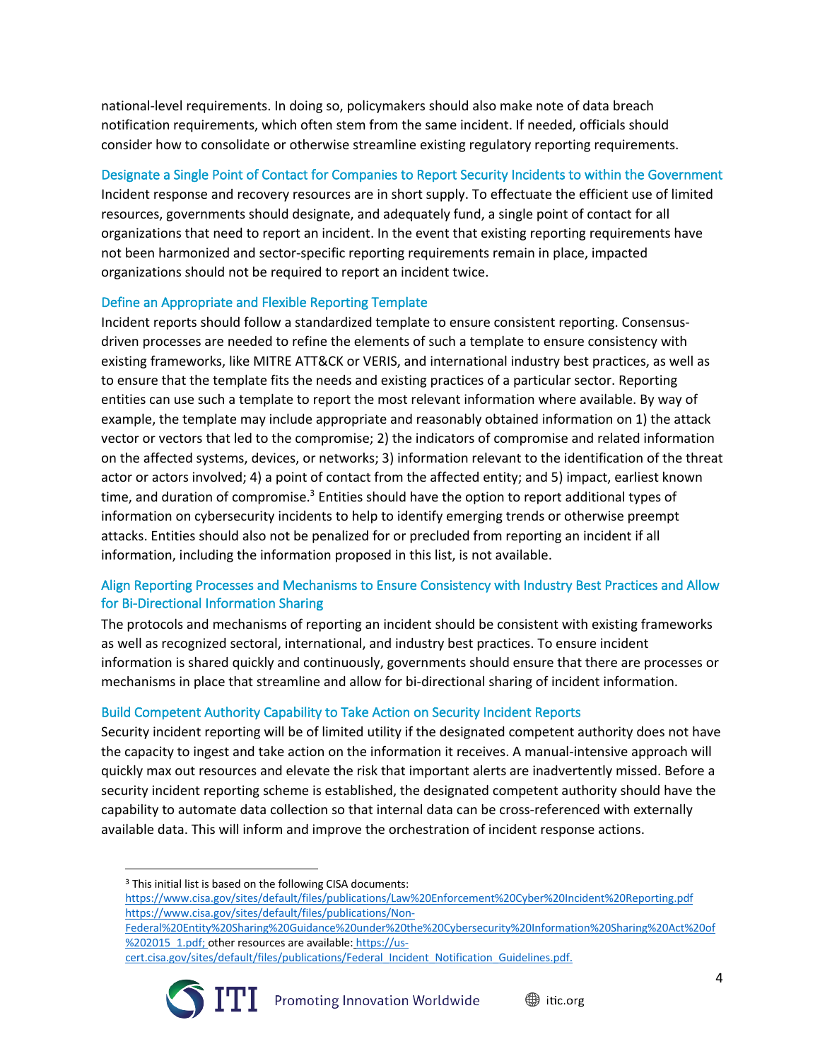national-level requirements. In doing so, policymakers should also make note of data breach notification requirements, which often stem from the same incident. If needed, officials should consider how to consolidate or otherwise streamline existing regulatory reporting requirements.

### Designate a Single Point of Contact for Companies to Report Security Incidents to within the Government

Incident response and recovery resources are in short supply. To effectuate the efficient use of limited resources, governments should designate, and adequately fund, a single point of contact for all organizations that need to report an incident. In the event that existing reporting requirements have not been harmonized and sector-specific reporting requirements remain in place, impacted organizations should not be required to report an incident twice.

### Define an Appropriate and Flexible Reporting Template

Incident reports should follow a standardized template to ensure consistent reporting. Consensus-driven processes are needed to refine the elements of such a template to ensure consistency with existing frameworks, like MITRE ATT&CK or VERIS, and international industry best practices, as well as to ensure that the template fits the needs and existing practices of a particular sector. Reporting entities can use such a template to report the most relevant information where available. By way of example, the template may include appropriate and reasonably obtained information on 1) the attack vector or vectors that led to the compromise; 2) the indicators of compromise and related information on the affected systems, devices, or networks; 3) information relevant to the identification of the threat actor or actors involved; 4) a point of contact from the affected entity; and 5) impact, earliest known time, and duration of compromise.[3] Entities should have the option to report additional types of information on cybersecurity incidents to help to identify emerging trends or otherwise preempt attacks. Entities should also not be penalized for or precluded from reporting an incident if all information, including the information proposed in this list, is not available.

### Align Reporting Processes and Mechanisms to Ensure Consistency with Industry Best Practices and Allow for Bi-Directional Information Sharing

The protocols and mechanisms of reporting an incident should be consistent with existing frameworks as well as recognized sectoral, international, and industry best practices. To ensure incident information is shared quickly and continuously, governments should ensure that there are processes or mechanisms in place that streamline and allow for bi-directional sharing of incident information.

### Build Competent Authority Capability to Take Action on Security Incident Reports

Security incident reporting will be of limited utility if the designated competent authority does not have the capacity to ingest and take action on the information it receives. A manual-intensive approach will quickly max out resources and elevate the risk that important alerts are inadvertently missed. Before a security incident reporting scheme is established, the designated competent authority should have the capability to automate data collection so that internal data can be cross-referenced with externally available data. This will inform and improve the orchestration of incident response actions.

---

[3] This initial list is based on the following CISA documents: https://www.cisa.gov/sites/default/files/publications/Law%20Enforcement%20Cyber%20Incident%20Reporting.pdf https://www.cisa.gov/sites/default/files/publications/Non-Federal%20Entity%20Sharing%20Guidance%20under%20the%20Cybersecurity%20Information%20Sharing%20Act%20of%202015_1.pdf; other resources are available: https://us-cert.cisa.gov/sites/default/files/publications/Federal_Incident_Notification_Guidelines.pdf.